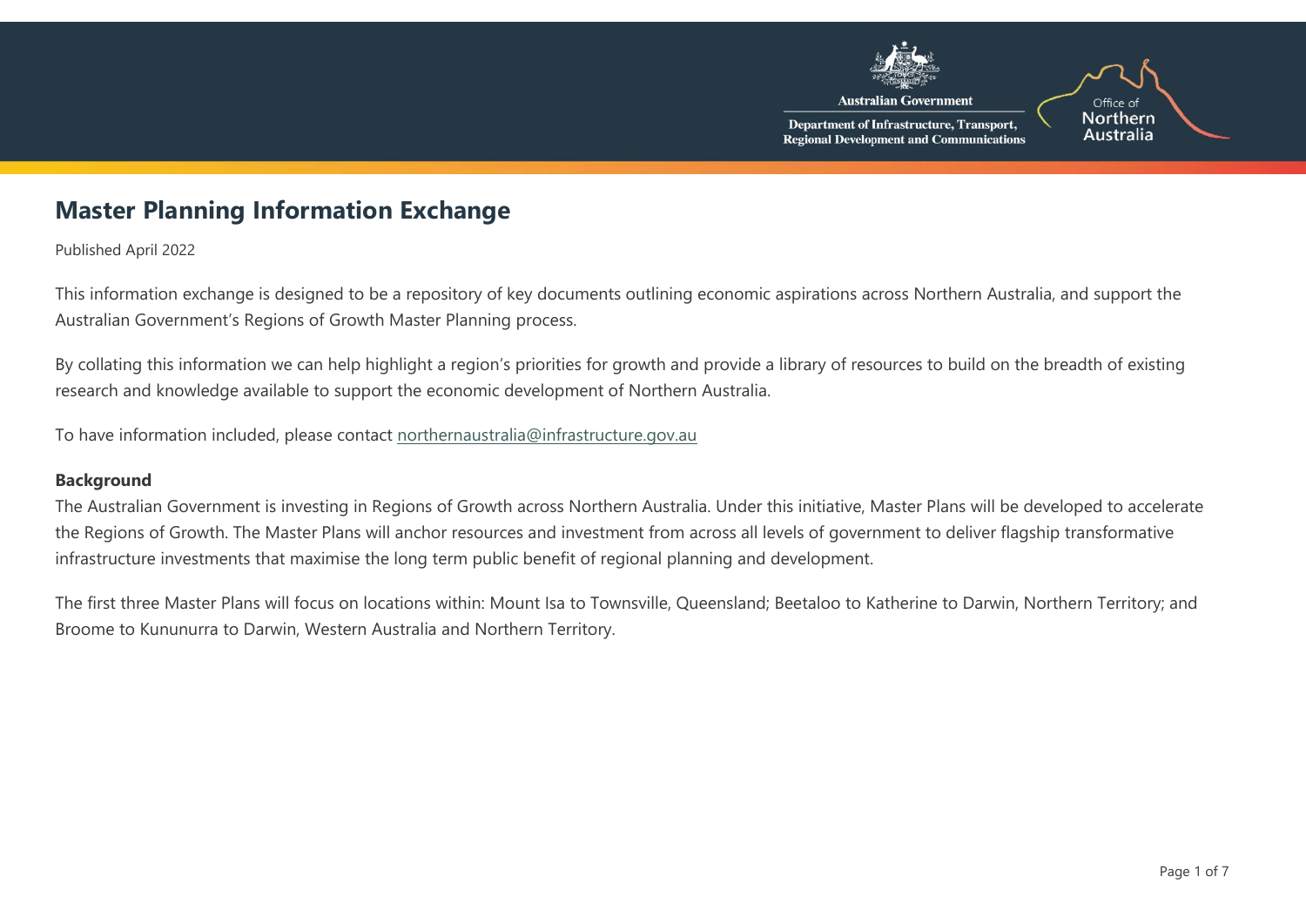# Master Planning Information Exchange

Published April 2022

This information exchange is designed to be a repository of key documents outlining economic aspirations across Northern Australia, and support the Australian Government's Regions of Growth Master Planning process.

By collating this information we can help highlight a region's priorities for growth and provide a library of resources to build on the breadth of existing research and knowledge available to support the economic development of Northern Australia.

To have information included, please contact northernaustralia@infrastructure.gov.au

**Background**

The Australian Government is investing in Regions of Growth across Northern Australia. Under this initiative, Master Plans will be developed to accelerate the Regions of Growth. The Master Plans will anchor resources and investment from across all levels of government to deliver flagship transformative infrastructure investments that maximise the long term public benefit of regional planning and development.

The first three Master Plans will focus on locations within: Mount Isa to Townsville, Queensland; Beetaloo to Katherine to Darwin, Northern Territory; and Broome to Kununurra to Darwin, Western Australia and Northern Territory.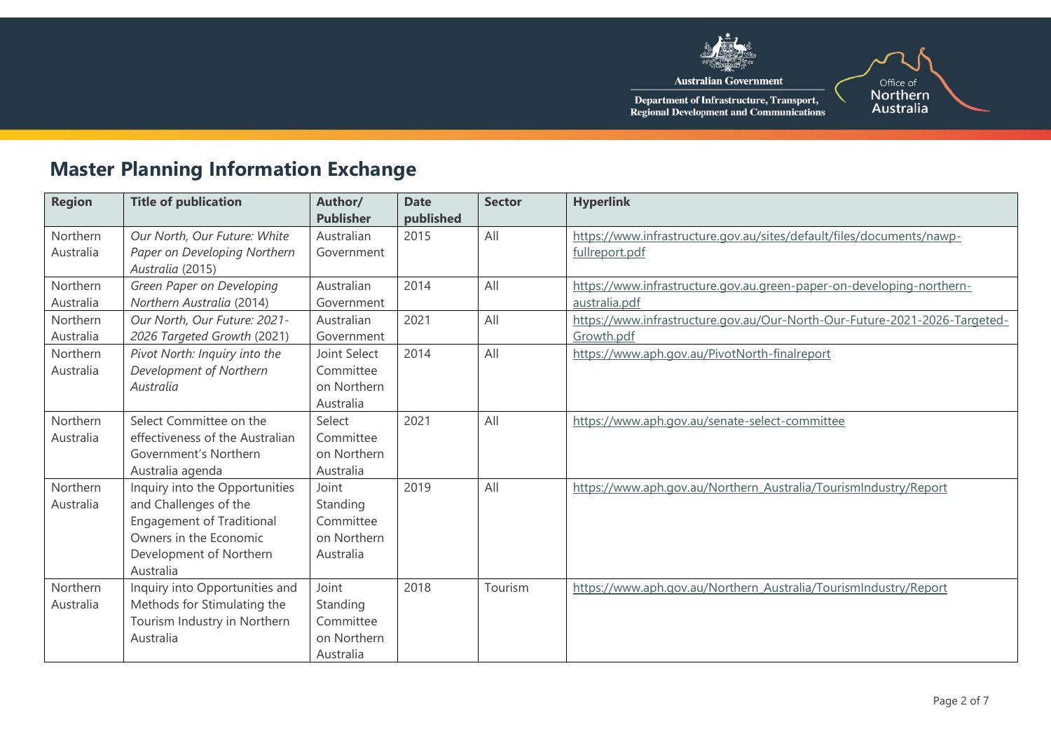## Master Planning Information Exchange

| Region | Title of publication | Author/ Publisher | Date published | Sector | Hyperlink |
|---|---|---|---|---|---|
| Northern Australia | *Our North, Our Future: White Paper on Developing Northern Australia* (2015) | Australian Government | 2015 | All | https://www.infrastructure.gov.au/sites/default/files/documents/nawp-fullreport.pdf |
| Northern Australia | *Green Paper on Developing Northern Australia* (2014) | Australian Government | 2014 | All | https://www.infrastructure.gov.au.green-paper-on-developing-northern-australia.pdf |
| Northern Australia | *Our North, Our Future: 2021-2026 Targeted Growth* (2021) | Australian Government | 2021 | All | https://www.infrastructure.gov.au/Our-North-Our-Future-2021-2026-Targeted-Growth.pdf |
| Northern Australia | *Pivot North: Inquiry into the Development of Northern Australia* | Joint Select Committee on Northern Australia | 2014 | All | https://www.aph.gov.au/PivotNorth-finalreport |
| Northern Australia | Select Committee on the effectiveness of the Australian Government's Northern Australia agenda | Select Committee on Northern Australia | 2021 | All | https://www.aph.gov.au/senate-select-committee |
| Northern Australia | Inquiry into the Opportunities and Challenges of the Engagement of Traditional Owners in the Economic Development of Northern Australia | Joint Standing Committee on Northern Australia | 2019 | All | https://www.aph.gov.au/Northern_Australia/TourismIndustry/Report |
| Northern Australia | Inquiry into Opportunities and Methods for Stimulating the Tourism Industry in Northern Australia | Joint Standing Committee on Northern Australia | 2018 | Tourism | https://www.aph.gov.au/Northern_Australia/TourismIndustry/Report |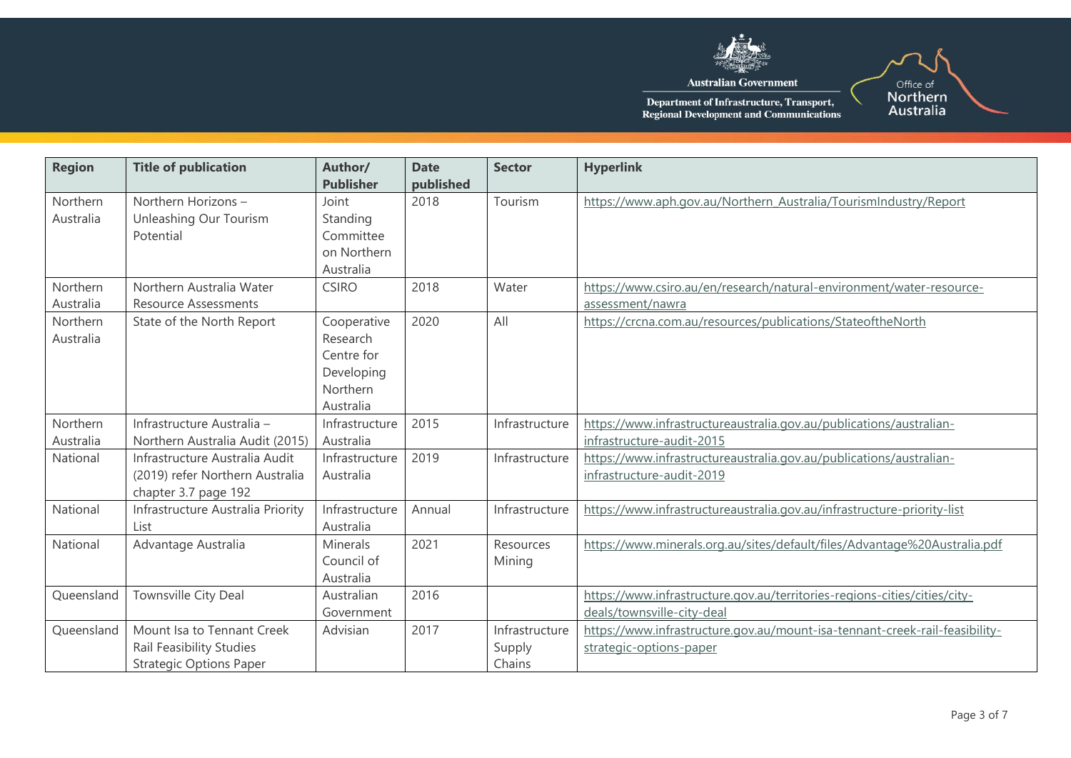| Region | Title of publication | Author/ Publisher | Date published | Sector | Hyperlink |
|---|---|---|---|---|---|
| Northern Australia | Northern Horizons – Unleashing Our Tourism Potential | Joint Standing Committee on Northern Australia | 2018 | Tourism | https://www.aph.gov.au/Northern_Australia/TourismIndustry/Report |
| Northern Australia | Northern Australia Water Resource Assessments | CSIRO | 2018 | Water | https://www.csiro.au/en/research/natural-environment/water-resource-assessment/nawra |
| Northern Australia | State of the North Report | Cooperative Research Centre for Developing Northern Australia | 2020 | All | https://crcna.com.au/resources/publications/StateoftheNorth |
| Northern Australia | Infrastructure Australia – Northern Australia Audit (2015) | Infrastructure Australia | 2015 | Infrastructure | https://www.infrastructureaustralia.gov.au/publications/australian-infrastructure-audit-2015 |
| National | Infrastructure Australia Audit (2019) refer Northern Australia chapter 3.7 page 192 | Infrastructure Australia | 2019 | Infrastructure | https://www.infrastructureaustralia.gov.au/publications/australian-infrastructure-audit-2019 |
| National | Infrastructure Australia Priority List | Infrastructure Australia | Annual | Infrastructure | https://www.infrastructureaustralia.gov.au/infrastructure-priority-list |
| National | Advantage Australia | Minerals Council of Australia | 2021 | Resources Mining | https://www.minerals.org.au/sites/default/files/Advantage%20Australia.pdf |
| Queensland | Townsville City Deal | Australian Government | 2016 | | https://www.infrastructure.gov.au/territories-regions-cities/cities/city-deals/townsville-city-deal |
| Queensland | Mount Isa to Tennant Creek Rail Feasibility Studies Strategic Options Paper | Advisian | 2017 | Infrastructure Supply Chains | https://www.infrastructure.gov.au/mount-isa-tennant-creek-rail-feasibility-strategic-options-paper |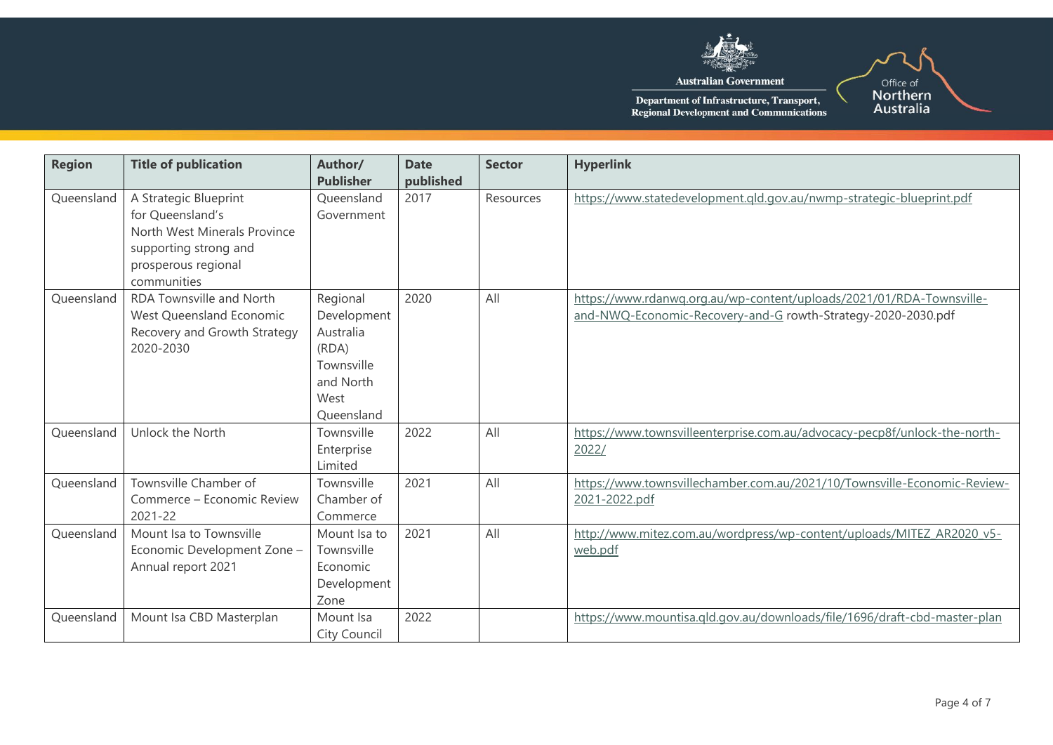| Region | Title of publication | Author/ Publisher | Date published | Sector | Hyperlink |
|---|---|---|---|---|---|
| Queensland | A Strategic Blueprint for Queensland's North West Minerals Province supporting strong and prosperous regional communities | Queensland Government | 2017 | Resources | https://www.statedevelopment.qld.gov.au/nwmp-strategic-blueprint.pdf |
| Queensland | RDA Townsville and North West Queensland Economic Recovery and Growth Strategy 2020-2030 | Regional Development Australia (RDA) Townsville and North West Queensland | 2020 | All | https://www.rdanwq.org.au/wp-content/uploads/2021/01/RDA-Townsville-and-NWQ-Economic-Recovery-and-G rowth-Strategy-2020-2030.pdf |
| Queensland | Unlock the North | Townsville Enterprise Limited | 2022 | All | https://www.townsvilleenterprise.com.au/advocacy-pecp8f/unlock-the-north-2022/ |
| Queensland | Townsville Chamber of Commerce – Economic Review 2021-22 | Townsville Chamber of Commerce | 2021 | All | https://www.townsvillechamber.com.au/2021/10/Townsville-Economic-Review-2021-2022.pdf |
| Queensland | Mount Isa to Townsville Economic Development Zone – Annual report 2021 | Mount Isa to Townsville Economic Development Zone | 2021 | All | http://www.mitez.com.au/wordpress/wp-content/uploads/MITEZ_AR2020_v5-web.pdf |
| Queensland | Mount Isa CBD Masterplan | Mount Isa City Council | 2022 | | https://www.mountisa.qld.gov.au/downloads/file/1696/draft-cbd-master-plan |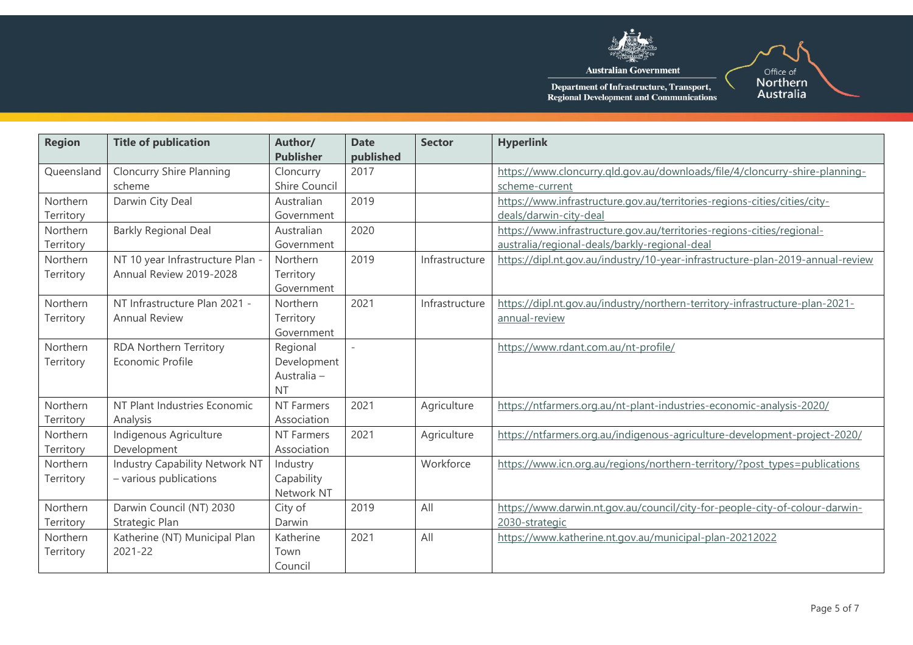| Region | Title of publication | Author/ Publisher | Date published | Sector | Hyperlink |
|---|---|---|---|---|---|
| Queensland | Cloncurry Shire Planning scheme | Cloncurry Shire Council | 2017 | | https://www.cloncurry.qld.gov.au/downloads/file/4/cloncurry-shire-planning-scheme-current |
| Northern Territory | Darwin City Deal | Australian Government | 2019 | | https://www.infrastructure.gov.au/territories-regions-cities/cities/city-deals/darwin-city-deal |
| Northern Territory | Barkly Regional Deal | Australian Government | 2020 | | https://www.infrastructure.gov.au/territories-regions-cities/regional-australia/regional-deals/barkly-regional-deal |
| Northern Territory | NT 10 year Infrastructure Plan - Annual Review 2019-2028 | Northern Territory Government | 2019 | Infrastructure | https://dipl.nt.gov.au/industry/10-year-infrastructure-plan-2019-annual-review |
| Northern Territory | NT Infrastructure Plan 2021 - Annual Review | Northern Territory Government | 2021 | Infrastructure | https://dipl.nt.gov.au/industry/northern-territory-infrastructure-plan-2021-annual-review |
| Northern Territory | RDA Northern Territory Economic Profile | Regional Development Australia – NT | - | | https://www.rdant.com.au/nt-profile/ |
| Northern Territory | NT Plant Industries Economic Analysis | NT Farmers Association | 2021 | Agriculture | https://ntfarmers.org.au/nt-plant-industries-economic-analysis-2020/ |
| Northern Territory | Indigenous Agriculture Development | NT Farmers Association | 2021 | Agriculture | https://ntfarmers.org.au/indigenous-agriculture-development-project-2020/ |
| Northern Territory | Industry Capability Network NT – various publications | Industry Capability Network NT | | Workforce | https://www.icn.org.au/regions/northern-territory/?post_types=publications |
| Northern Territory | Darwin Council (NT) 2030 Strategic Plan | City of Darwin | 2019 | All | https://www.darwin.nt.gov.au/council/city-for-people-city-of-colour-darwin-2030-strategic |
| Northern Territory | Katherine (NT) Municipal Plan 2021-22 | Katherine Town Council | 2021 | All | https://www.katherine.nt.gov.au/municipal-plan-20212022 |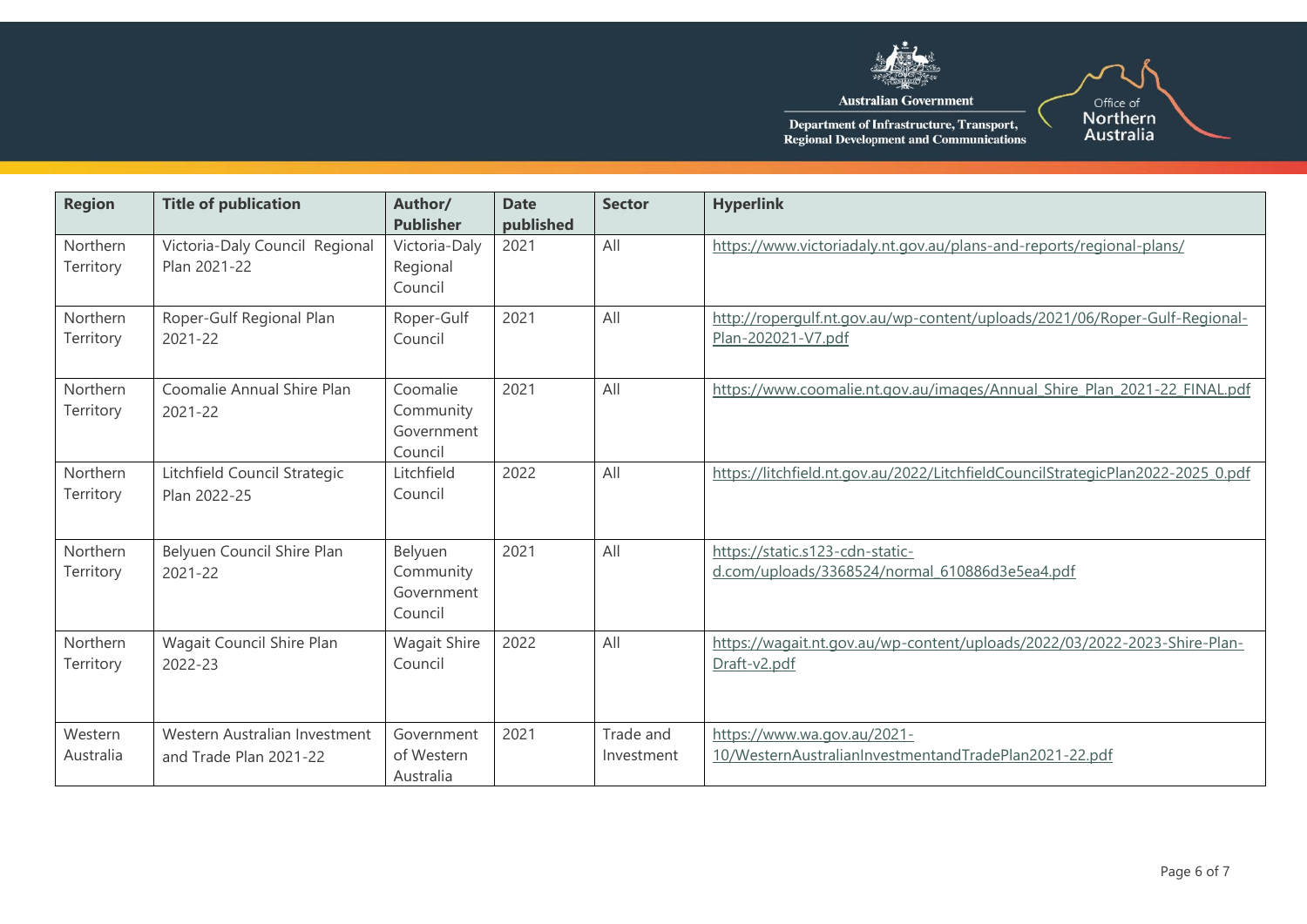| Region | Title of publication | Author/ Publisher | Date published | Sector | Hyperlink |
|---|---|---|---|---|---|
| Northern Territory | Victoria-Daly Council Regional Plan 2021-22 | Victoria-Daly Regional Council | 2021 | All | https://www.victoriadaly.nt.gov.au/plans-and-reports/regional-plans/ |
| Northern Territory | Roper-Gulf Regional Plan 2021-22 | Roper-Gulf Council | 2021 | All | http://ropergulf.nt.gov.au/wp-content/uploads/2021/06/Roper-Gulf-Regional-Plan-202021-V7.pdf |
| Northern Territory | Coomalie Annual Shire Plan 2021-22 | Coomalie Community Government Council | 2021 | All | https://www.coomalie.nt.gov.au/images/Annual_Shire_Plan_2021-22_FINAL.pdf |
| Northern Territory | Litchfield Council Strategic Plan 2022-25 | Litchfield Council | 2022 | All | https://litchfield.nt.gov.au/2022/LitchfieldCouncilStrategicPlan2022-2025_0.pdf |
| Northern Territory | Belyuen Council Shire Plan 2021-22 | Belyuen Community Government Council | 2021 | All | https://static.s123-cdn-static-d.com/uploads/3368524/normal_610886d3e5ea4.pdf |
| Northern Territory | Wagait Council Shire Plan 2022-23 | Wagait Shire Council | 2022 | All | https://wagait.nt.gov.au/wp-content/uploads/2022/03/2022-2023-Shire-Plan-Draft-v2.pdf |
| Western Australia | Western Australian Investment and Trade Plan 2021-22 | Government of Western Australia | 2021 | Trade and Investment | https://www.wa.gov.au/2021-10/WesternAustralianInvestmentandTradePlan2021-22.pdf |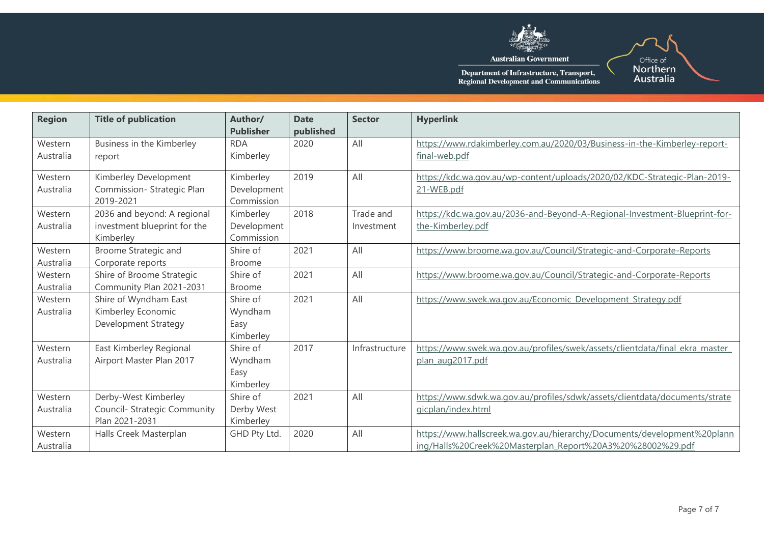| Region | Title of publication | Author/ Publisher | Date published | Sector | Hyperlink |
|---|---|---|---|---|---|
| Western Australia | Business in the Kimberley report | RDA Kimberley | 2020 | All | https://www.rdakimberley.com.au/2020/03/Business-in-the-Kimberley-report-final-web.pdf |
| Western Australia | Kimberley Development Commission- Strategic Plan 2019-2021 | Kimberley Development Commission | 2019 | All | https://kdc.wa.gov.au/wp-content/uploads/2020/02/KDC-Strategic-Plan-2019-21-WEB.pdf |
| Western Australia | 2036 and beyond: A regional investment blueprint for the Kimberley | Kimberley Development Commission | 2018 | Trade and Investment | https://kdc.wa.gov.au/2036-and-Beyond-A-Regional-Investment-Blueprint-for-the-Kimberley.pdf |
| Western Australia | Broome Strategic and Corporate reports | Shire of Broome | 2021 | All | https://www.broome.wa.gov.au/Council/Strategic-and-Corporate-Reports |
| Western Australia | Shire of Broome Strategic Community Plan 2021-2031 | Shire of Broome | 2021 | All | https://www.broome.wa.gov.au/Council/Strategic-and-Corporate-Reports |
| Western Australia | Shire of Wyndham East Kimberley Economic Development Strategy | Shire of Wyndham Easy Kimberley | 2021 | All | https://www.swek.wa.gov.au/Economic_Development_Strategy.pdf |
| Western Australia | East Kimberley Regional Airport Master Plan 2017 | Shire of Wyndham Easy Kimberley | 2017 | Infrastructure | https://www.swek.wa.gov.au/profiles/swek/assets/clientdata/final_ekra_master_plan_aug2017.pdf |
| Western Australia | Derby-West Kimberley Council- Strategic Community Plan 2021-2031 | Shire of Derby West Kimberley | 2021 | All | https://www.sdwk.wa.gov.au/profiles/sdwk/assets/clientdata/documents/strategicplan/index.html |
| Western Australia | Halls Creek Masterplan | GHD Pty Ltd. | 2020 | All | https://www.hallscreek.wa.gov.au/hierarchy/Documents/development%20planning/Halls%20Creek%20Masterplan_Report%20A3%20%28002%29.pdf |